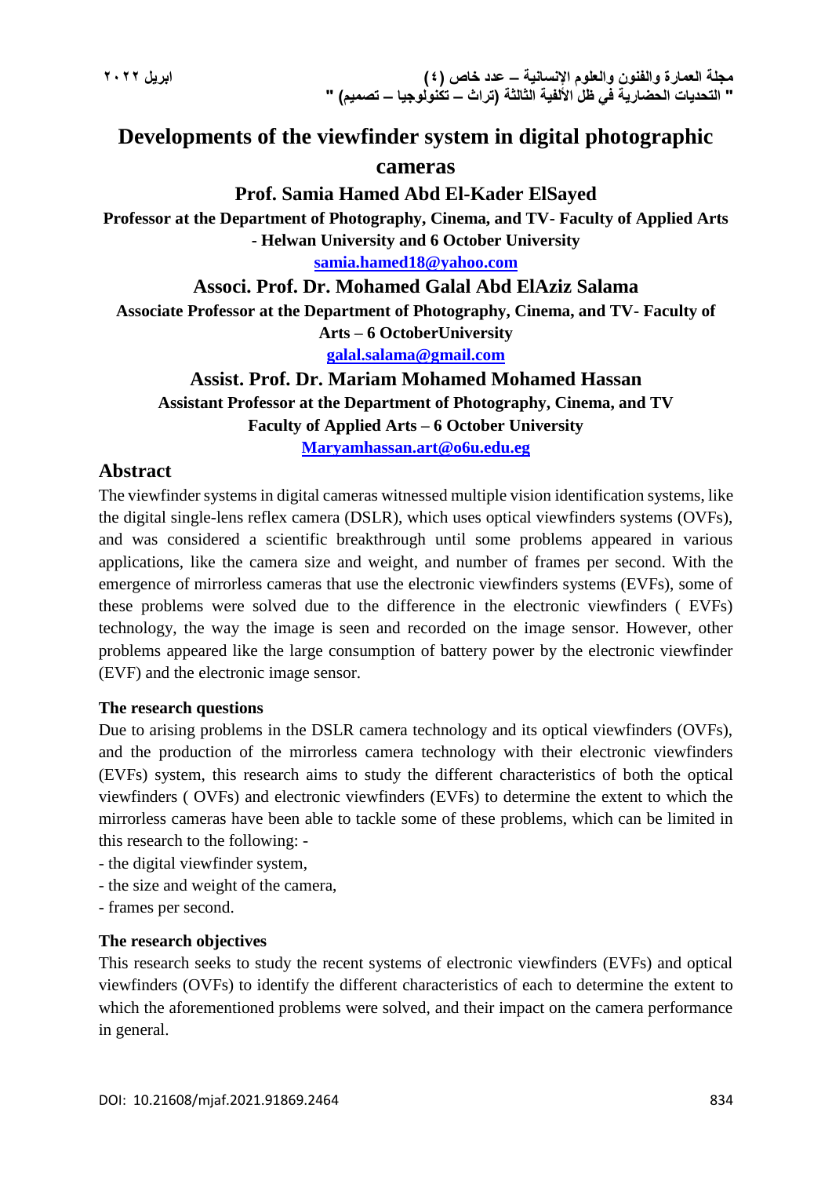# Developments of the viewfinder system in digital photographic cameras

### Prof. Samia Hamed Abd El-Kader ElSayed

**Professor at the Department of Photography, Cinema, and TV- Faculty of Applied Arts - Helwan University and 6 October University**

samia.hamed18@yahoo.com

### Associ. Prof. Dr. Mohamed Galal Abd ElAziz Salama

**Associate Professor at the Department of Photography, Cinema, and TV- Faculty of Arts – 6 OctoberUniversity**

galal.salama@gmail.com

### Assist. Prof. Dr. Mariam Mohamed Mohamed Hassan

**Assistant Professor at the Department of Photography, Cinema, and TV Faculty of Applied Arts – 6 October University**

Maryamhassan.art@o6u.edu.eg

## Abstract

The viewfinder systems in digital cameras witnessed multiple vision identification systems, like the digital single-lens reflex camera (DSLR), which uses optical viewfinders systems (OVFs), and was considered a scientific breakthrough until some problems appeared in various applications, like the camera size and weight, and number of frames per second. With the emergence of mirrorless cameras that use the electronic viewfinders systems (EVFs), some of these problems were solved due to the difference in the electronic viewfinders ( EVFs) technology, the way the image is seen and recorded on the image sensor. However, other problems appeared like the large consumption of battery power by the electronic viewfinder (EVF) and the electronic image sensor.

**The research questions**

Due to arising problems in the DSLR camera technology and its optical viewfinders (OVFs), and the production of the mirrorless camera technology with their electronic viewfinders (EVFs) system, this research aims to study the different characteristics of both the optical viewfinders ( OVFs) and electronic viewfinders (EVFs) to determine the extent to which the mirrorless cameras have been able to tackle some of these problems, which can be limited in this research to the following: -

- the digital viewfinder system,
- the size and weight of the camera,
- frames per second.

**The research objectives**

This research seeks to study the recent systems of electronic viewfinders (EVFs) and optical viewfinders (OVFs) to identify the different characteristics of each to determine the extent to which the aforementioned problems were solved, and their impact on the camera performance in general.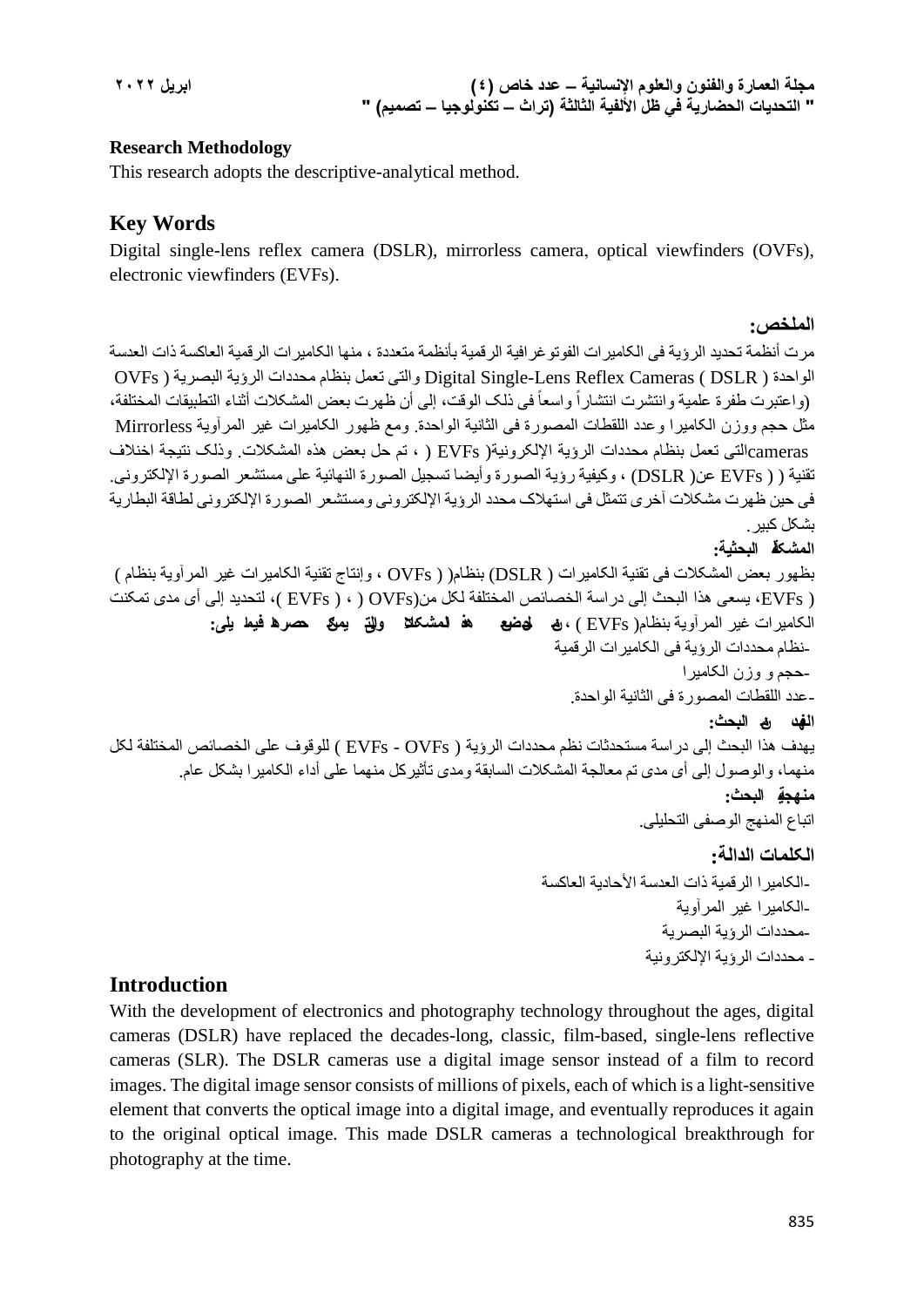**Research Methodology**

This research adopts the descriptive-analytical method.

## Key Words

Digital single-lens reflex camera (DSLR), mirrorless camera, optical viewfinders (OVFs), electronic viewfinders (EVFs).

## الملخص:

مرت أنظمة تحديد الرؤية فى الكاميرات الفوتوغرافية الرقمية بأنظمة متعددة ، منها الكاميرات الرقمية العاكسة ذات العدسة الواحدة ( Digital Single-Lens Reflex Cameras ( DSLR والتى تعمل بنظام محددات الرؤية البصرية ( OVFs (واعتبرت طفرة علمية وانتشرت انتشاراً واسعاً فى ذلك الوقت، إلى أن ظهرت بعض المشكلات أثناء التطبيقات المختلفة، مثل حجم ووزن الكاميرا وعدد اللقطات المصورة فى الثانية الواحدة. ومع ظهور الكاميرات غير المرآوية Mirrorless camerasالتى تعمل بنظام محددات الرؤية الإلكترونية( EVFs ( ، تم حل بعض هذه المشكلات. وذلك نتيجة اختلاف تقنية ( ( EVFs عن( DSLR) ، وكيفية رؤية الصورة وأيضا تسجيل الصورة النهائية على مستشعر الصورة الإلكترونى. فى حين ظهرت مشكلات أخرى تتمثل فى استهلاك محدد الرؤية الإلكترونى ومستشعر الصورة الإلكترونى لطاقة البطارية بشكل كبير.

**المشكلة البحثية:**

بظهور بعض المشكلات فى تقنية الكاميرات ( DSLR) بنظام( ( OVFs ، وإنتاج تقنية الكاميرات غير المرآوية بنظام ) ( EVFs، يسعى هذا البحث إلى دراسة الخصائص المختلفة لكل من(OVFs ) ، ( EVFs )، لتحديد إلى أى مدى تمكنت الكاميرات غير المرآوية بنظام( EVFs ) ، **فى وضع حل لهذه المشكلات والتى يمكن حصرها فيما يلى:**

-نظام محددات الرؤية فى الكاميرات الرقمية

-حجم و وزن الكاميرا

-عدد اللقطات المصورة فى الثانية الواحدة.

**الهدف من البحث:**

يهدف هذا البحث إلى دراسة مستحدثات نظم محددات الرؤية ( EVFs - OVFs ) للوقوف على الخصائص المختلفة لكل منهما، والوصول إلى أى مدى تم معالجة المشكلات السابقة ومدى تأثيركل منهما على أداء الكاميرا بشكل عام.

**منهجية البحث:**

اتباع المنهج الوصفى التحليلى.

## الكلمات الدالة:

-الكاميرا الرقمية ذات العدسة الأحادية العاكسة

-الكاميرا غير المرآوية

-محددات الرؤية البصرية

- محددات الرؤية الإلكترونية

## Introduction

With the development of electronics and photography technology throughout the ages, digital cameras (DSLR) have replaced the decades-long, classic, film-based, single-lens reflective cameras (SLR). The DSLR cameras use a digital image sensor instead of a film to record images. The digital image sensor consists of millions of pixels, each of which is a light-sensitive element that converts the optical image into a digital image, and eventually reproduces it again to the original optical image. This made DSLR cameras a technological breakthrough for photography at the time.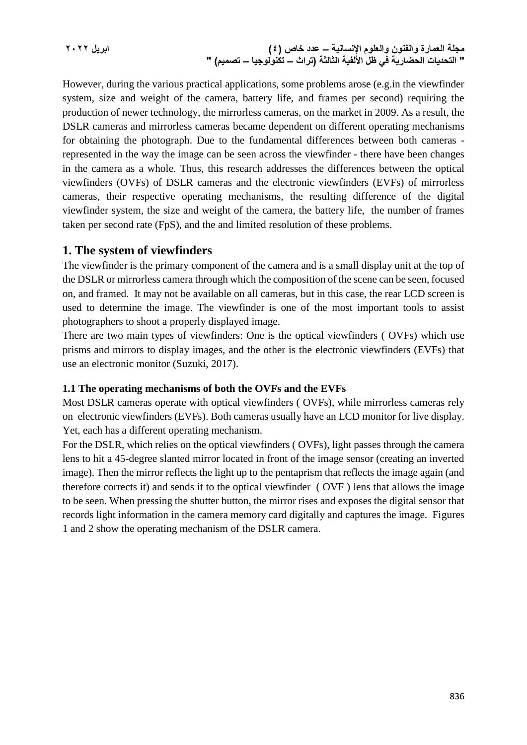However, during the various practical applications, some problems arose (e.g.in the viewfinder system, size and weight of the camera, battery life, and frames per second) requiring the production of newer technology, the mirrorless cameras, on the market in 2009. As a result, the DSLR cameras and mirrorless cameras became dependent on different operating mechanisms for obtaining the photograph. Due to the fundamental differences between both cameras - represented in the way the image can be seen across the viewfinder - there have been changes in the camera as a whole. Thus, this research addresses the differences between the optical viewfinders (OVFs) of DSLR cameras and the electronic viewfinders (EVFs) of mirrorless cameras, their respective operating mechanisms, the resulting difference of the digital viewfinder system, the size and weight of the camera, the battery life, the number of frames taken per second rate (FpS), and the and limited resolution of these problems.

## 1. The system of viewfinders

The viewfinder is the primary component of the camera and is a small display unit at the top of the DSLR or mirrorless camera through which the composition of the scene can be seen, focused on, and framed. It may not be available on all cameras, but in this case, the rear LCD screen is used to determine the image. The viewfinder is one of the most important tools to assist photographers to shoot a properly displayed image.

There are two main types of viewfinders: One is the optical viewfinders ( OVFs) which use prisms and mirrors to display images, and the other is the electronic viewfinders (EVFs) that use an electronic monitor (Suzuki, 2017).

### 1.1 The operating mechanisms of both the OVFs and the EVFs

Most DSLR cameras operate with optical viewfinders ( OVFs), while mirrorless cameras rely on electronic viewfinders (EVFs). Both cameras usually have an LCD monitor for live display. Yet, each has a different operating mechanism.

For the DSLR, which relies on the optical viewfinders ( OVFs), light passes through the camera lens to hit a 45-degree slanted mirror located in front of the image sensor (creating an inverted image). Then the mirror reflects the light up to the pentaprism that reflects the image again (and therefore corrects it) and sends it to the optical viewfinder ( OVF ) lens that allows the image to be seen. When pressing the shutter button, the mirror rises and exposes the digital sensor that records light information in the camera memory card digitally and captures the image. Figures 1 and 2 show the operating mechanism of the DSLR camera.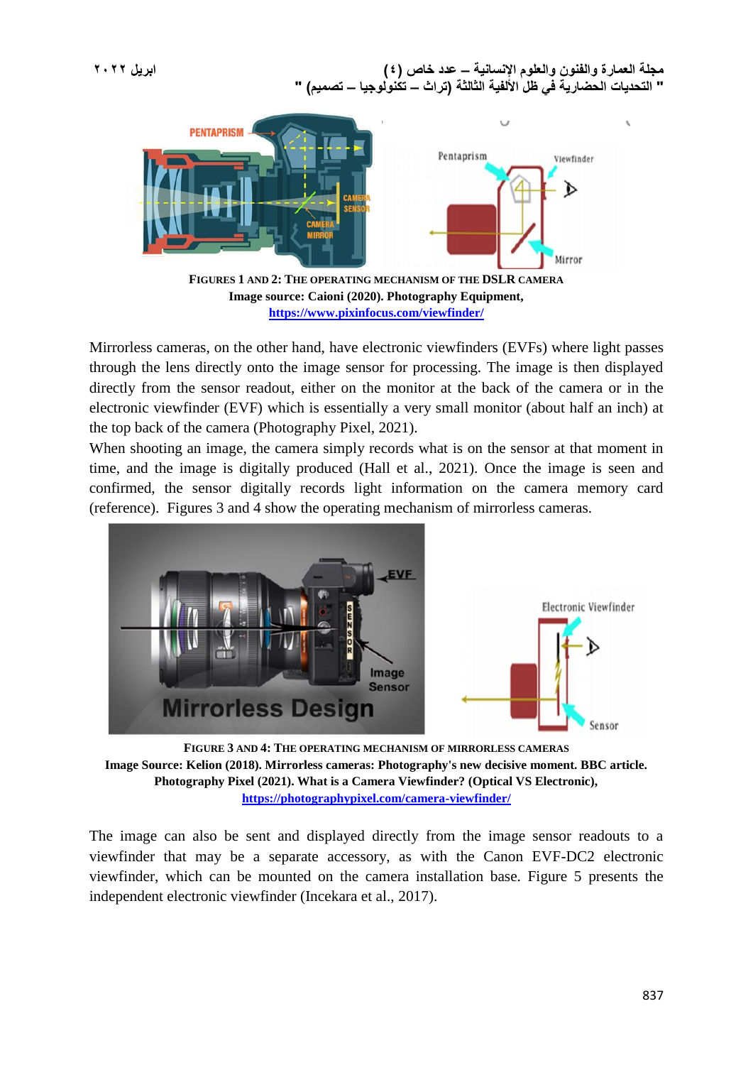FIGURES 1 AND 2: THE OPERATING MECHANISM OF THE DSLR CAMERA
**Image source: Caioni (2020). Photography Equipment,**
**https://www.pixinfocus.com/viewfinder/**

Mirrorless cameras, on the other hand, have electronic viewfinders (EVFs) where light passes through the lens directly onto the image sensor for processing. The image is then displayed directly from the sensor readout, either on the monitor at the back of the camera or in the electronic viewfinder (EVF) which is essentially a very small monitor (about half an inch) at the top back of the camera (Photography Pixel, 2021).

When shooting an image, the camera simply records what is on the sensor at that moment in time, and the image is digitally produced (Hall et al., 2021). Once the image is seen and confirmed, the sensor digitally records light information on the camera memory card (reference). Figures 3 and 4 show the operating mechanism of mirrorless cameras.

FIGURE 3 AND 4: THE OPERATING MECHANISM OF MIRRORLESS CAMERAS
**Image Source: Kelion (2018). Mirrorless cameras: Photography's new decisive moment. BBC article.**
**Photography Pixel (2021). What is a Camera Viewfinder? (Optical VS Electronic),**
**https://photographypixel.com/camera-viewfinder/**

The image can also be sent and displayed directly from the image sensor readouts to a viewfinder that may be a separate accessory, as with the Canon EVF-DC2 electronic viewfinder, which can be mounted on the camera installation base. Figure 5 presents the independent electronic viewfinder (Incekara et al., 2017).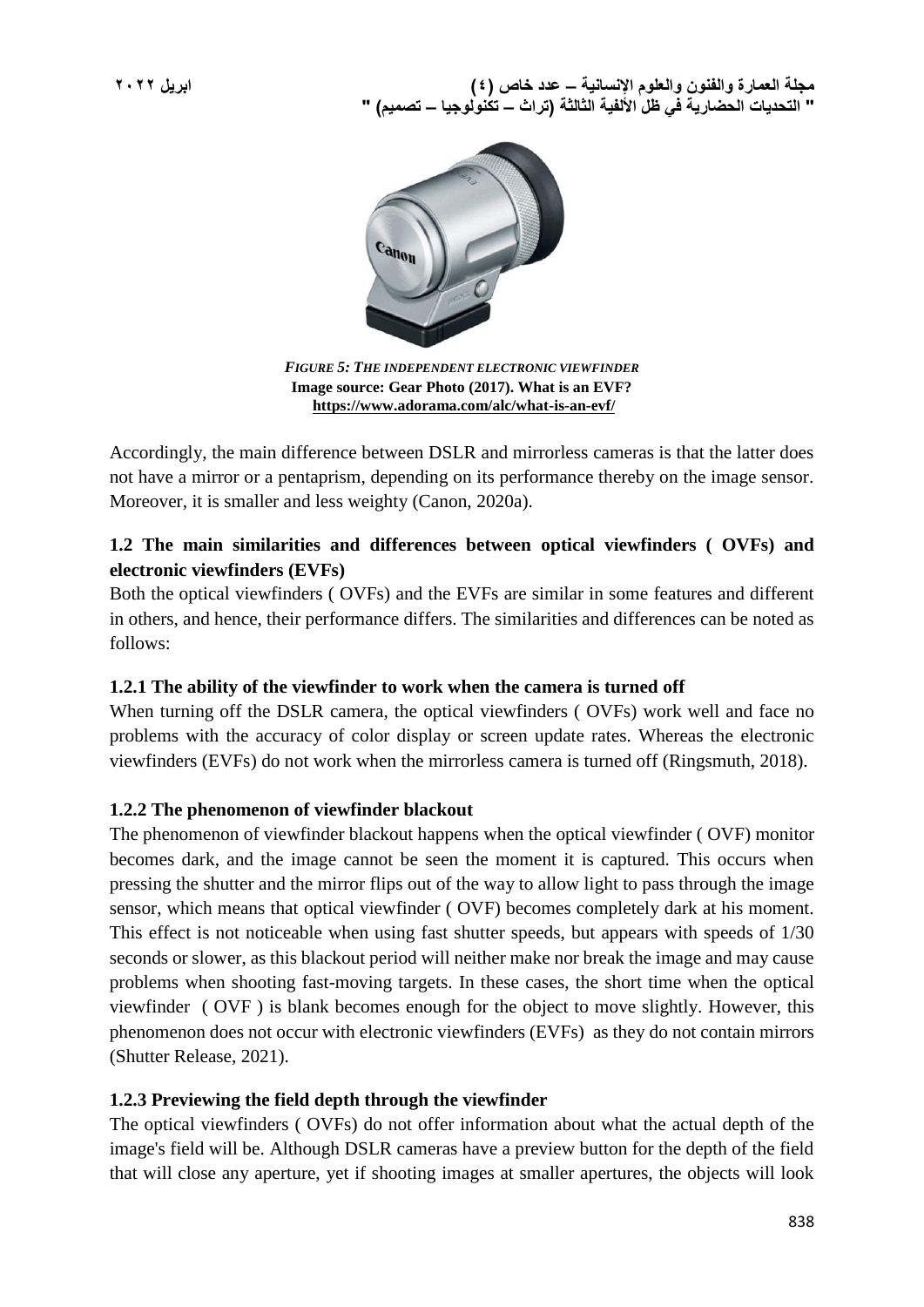*FIGURE 5: THE INDEPENDENT ELECTRONIC VIEWFINDER*
**Image source: Gear Photo (2017). What is an EVF?**
**https://www.adorama.com/alc/what-is-an-evf/**

Accordingly, the main difference between DSLR and mirrorless cameras is that the latter does not have a mirror or a pentaprism, depending on its performance thereby on the image sensor. Moreover, it is smaller and less weighty (Canon, 2020a).

### 1.2 The main similarities and differences between optical viewfinders ( OVFs) and electronic viewfinders (EVFs)

Both the optical viewfinders ( OVFs) and the EVFs are similar in some features and different in others, and hence, their performance differs. The similarities and differences can be noted as follows:

#### 1.2.1 The ability of the viewfinder to work when the camera is turned off

When turning off the DSLR camera, the optical viewfinders ( OVFs) work well and face no problems with the accuracy of color display or screen update rates. Whereas the electronic viewfinders (EVFs) do not work when the mirrorless camera is turned off (Ringsmuth, 2018).

#### 1.2.2 The phenomenon of viewfinder blackout

The phenomenon of viewfinder blackout happens when the optical viewfinder ( OVF) monitor becomes dark, and the image cannot be seen the moment it is captured. This occurs when pressing the shutter and the mirror flips out of the way to allow light to pass through the image sensor, which means that optical viewfinder ( OVF) becomes completely dark at his moment. This effect is not noticeable when using fast shutter speeds, but appears with speeds of 1/30 seconds or slower, as this blackout period will neither make nor break the image and may cause problems when shooting fast-moving targets. In these cases, the short time when the optical viewfinder ( OVF ) is blank becomes enough for the object to move slightly. However, this phenomenon does not occur with electronic viewfinders (EVFs) as they do not contain mirrors (Shutter Release, 2021).

#### 1.2.3 Previewing the field depth through the viewfinder

The optical viewfinders ( OVFs) do not offer information about what the actual depth of the image's field will be. Although DSLR cameras have a preview button for the depth of the field that will close any aperture, yet if shooting images at smaller apertures, the objects will look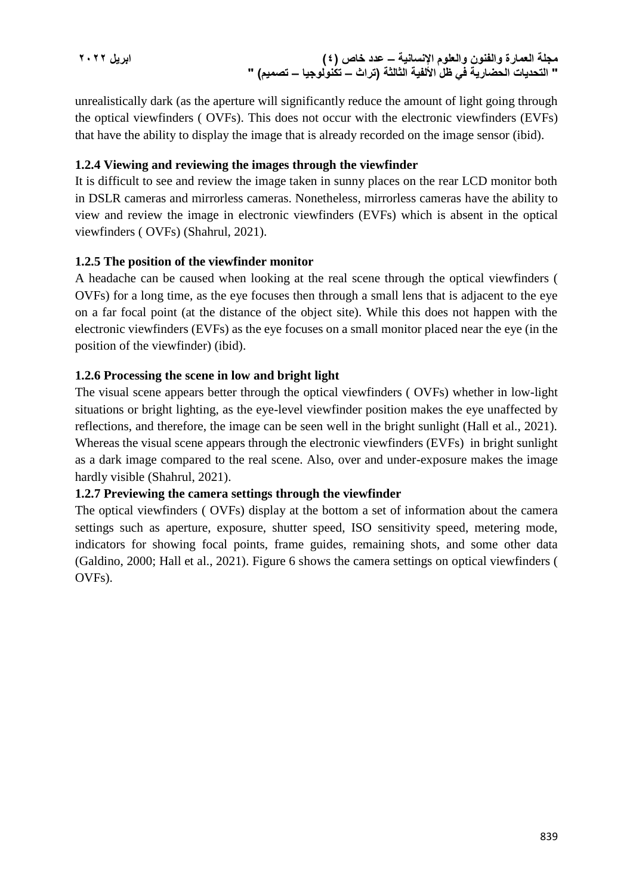unrealistically dark (as the aperture will significantly reduce the amount of light going through the optical viewfinders ( OVFs). This does not occur with the electronic viewfinders (EVFs) that have the ability to display the image that is already recorded on the image sensor (ibid).

### 1.2.4 Viewing and reviewing the images through the viewfinder

It is difficult to see and review the image taken in sunny places on the rear LCD monitor both in DSLR cameras and mirrorless cameras. Nonetheless, mirrorless cameras have the ability to view and review the image in electronic viewfinders (EVFs) which is absent in the optical viewfinders ( OVFs) (Shahrul, 2021).

### 1.2.5 The position of the viewfinder monitor

A headache can be caused when looking at the real scene through the optical viewfinders ( OVFs) for a long time, as the eye focuses then through a small lens that is adjacent to the eye on a far focal point (at the distance of the object site). While this does not happen with the electronic viewfinders (EVFs) as the eye focuses on a small monitor placed near the eye (in the position of the viewfinder) (ibid).

### 1.2.6 Processing the scene in low and bright light

The visual scene appears better through the optical viewfinders ( OVFs) whether in low-light situations or bright lighting, as the eye-level viewfinder position makes the eye unaffected by reflections, and therefore, the image can be seen well in the bright sunlight (Hall et al., 2021). Whereas the visual scene appears through the electronic viewfinders (EVFs) in bright sunlight as a dark image compared to the real scene. Also, over and under-exposure makes the image hardly visible (Shahrul, 2021).

### 1.2.7 Previewing the camera settings through the viewfinder

The optical viewfinders ( OVFs) display at the bottom a set of information about the camera settings such as aperture, exposure, shutter speed, ISO sensitivity speed, metering mode, indicators for showing focal points, frame guides, remaining shots, and some other data (Galdino, 2000; Hall et al., 2021). Figure 6 shows the camera settings on optical viewfinders ( OVFs).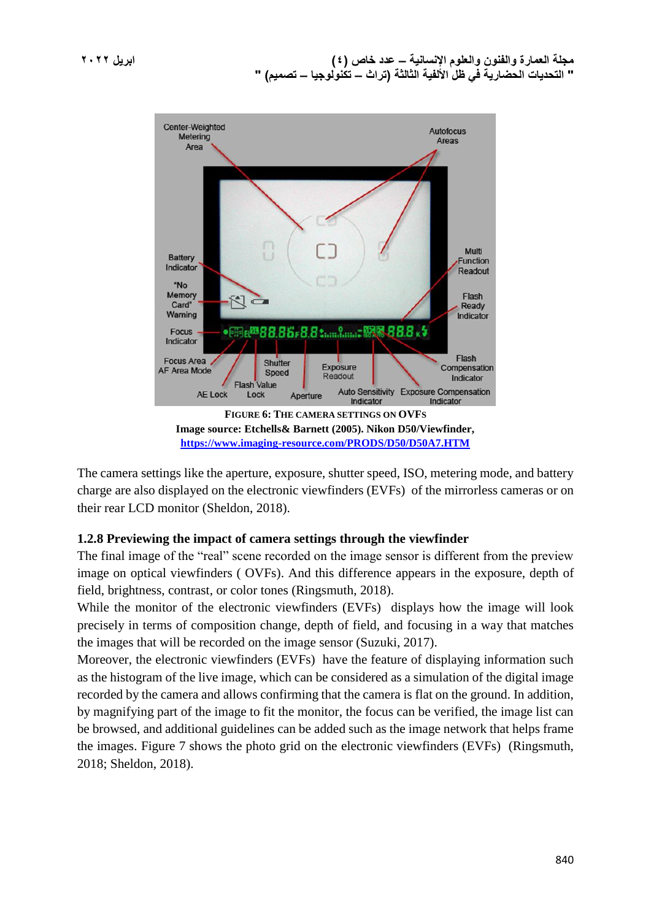FIGURE 6: THE CAMERA SETTINGS ON OVFS
Image source: Etchells& Barnett (2005). Nikon D50/Viewfinder, https://www.imaging-resource.com/PRODS/D50/D50A7.HTM

The camera settings like the aperture, exposure, shutter speed, ISO, metering mode, and battery charge are also displayed on the electronic viewfinders (EVFs) of the mirrorless cameras or on their rear LCD monitor (Sheldon, 2018).

### 1.2.8 Previewing the impact of camera settings through the viewfinder

The final image of the "real" scene recorded on the image sensor is different from the preview image on optical viewfinders ( OVFs). And this difference appears in the exposure, depth of field, brightness, contrast, or color tones (Ringsmuth, 2018).

While the monitor of the electronic viewfinders (EVFs) displays how the image will look precisely in terms of composition change, depth of field, and focusing in a way that matches the images that will be recorded on the image sensor (Suzuki, 2017).

Moreover, the electronic viewfinders (EVFs) have the feature of displaying information such as the histogram of the live image, which can be considered as a simulation of the digital image recorded by the camera and allows confirming that the camera is flat on the ground. In addition, by magnifying part of the image to fit the monitor, the focus can be verified, the image list can be browsed, and additional guidelines can be added such as the image network that helps frame the images. Figure 7 shows the photo grid on the electronic viewfinders (EVFs) (Ringsmuth, 2018; Sheldon, 2018).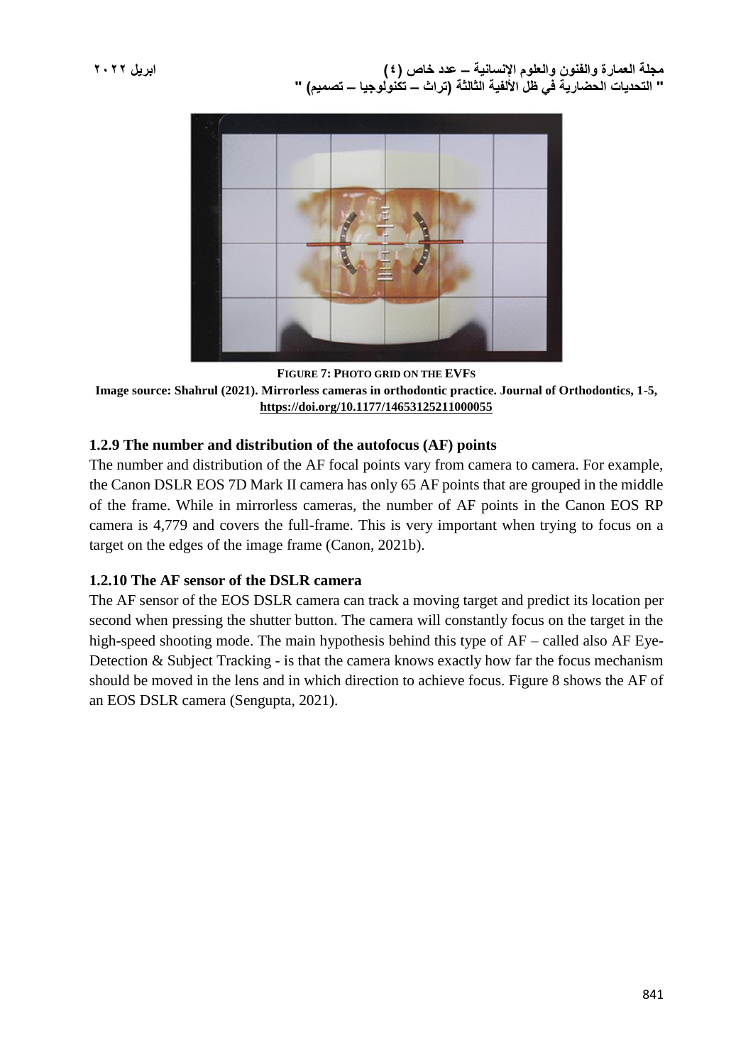**FIGURE 7: PHOTO GRID ON THE EVFS**

**Image source: Shahrul (2021). Mirrorless cameras in orthodontic practice. Journal of Orthodontics, 1-5, https://doi.org/10.1177/14653125211000055**

### 1.2.9 The number and distribution of the autofocus (AF) points

The number and distribution of the AF focal points vary from camera to camera. For example, the Canon DSLR EOS 7D Mark II camera has only 65 AF points that are grouped in the middle of the frame. While in mirrorless cameras, the number of AF points in the Canon EOS RP camera is 4,779 and covers the full-frame. This is very important when trying to focus on a target on the edges of the image frame (Canon, 2021b).

### 1.2.10 The AF sensor of the DSLR camera

The AF sensor of the EOS DSLR camera can track a moving target and predict its location per second when pressing the shutter button. The camera will constantly focus on the target in the high-speed shooting mode. The main hypothesis behind this type of AF – called also AF Eye-Detection & Subject Tracking - is that the camera knows exactly how far the focus mechanism should be moved in the lens and in which direction to achieve focus. Figure 8 shows the AF of an EOS DSLR camera (Sengupta, 2021).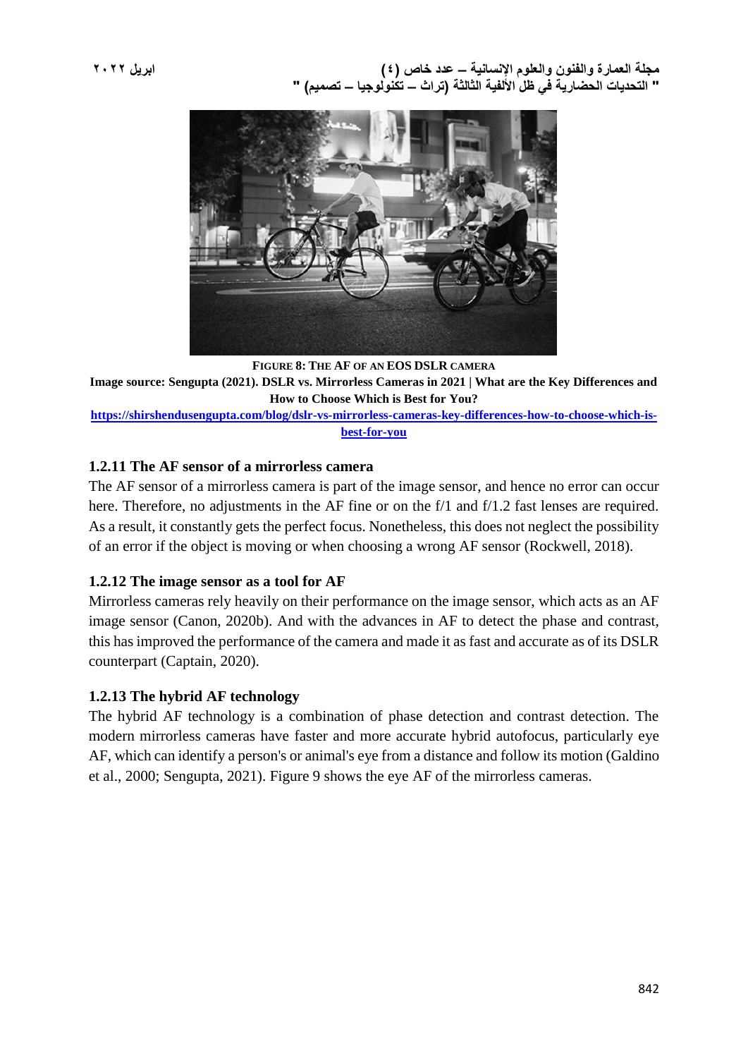**FIGURE 8: THE AF OF AN EOS DSLR CAMERA**

**Image source: Sengupta (2021). DSLR vs. Mirrorless Cameras in 2021 | What are the Key Differences and How to Choose Which is Best for You?**

**https://shirshendusengupta.com/blog/dslr-vs-mirrorless-cameras-key-differences-how-to-choose-which-is-best-for-you**

### 1.2.11 The AF sensor of a mirrorless camera

The AF sensor of a mirrorless camera is part of the image sensor, and hence no error can occur here. Therefore, no adjustments in the AF fine or on the f/1 and f/1.2 fast lenses are required. As a result, it constantly gets the perfect focus. Nonetheless, this does not neglect the possibility of an error if the object is moving or when choosing a wrong AF sensor (Rockwell, 2018).

### 1.2.12 The image sensor as a tool for AF

Mirrorless cameras rely heavily on their performance on the image sensor, which acts as an AF image sensor (Canon, 2020b). And with the advances in AF to detect the phase and contrast, this has improved the performance of the camera and made it as fast and accurate as of its DSLR counterpart (Captain, 2020).

### 1.2.13 The hybrid AF technology

The hybrid AF technology is a combination of phase detection and contrast detection. The modern mirrorless cameras have faster and more accurate hybrid autofocus, particularly eye AF, which can identify a person's or animal's eye from a distance and follow its motion (Galdino et al., 2000; Sengupta, 2021). Figure 9 shows the eye AF of the mirrorless cameras.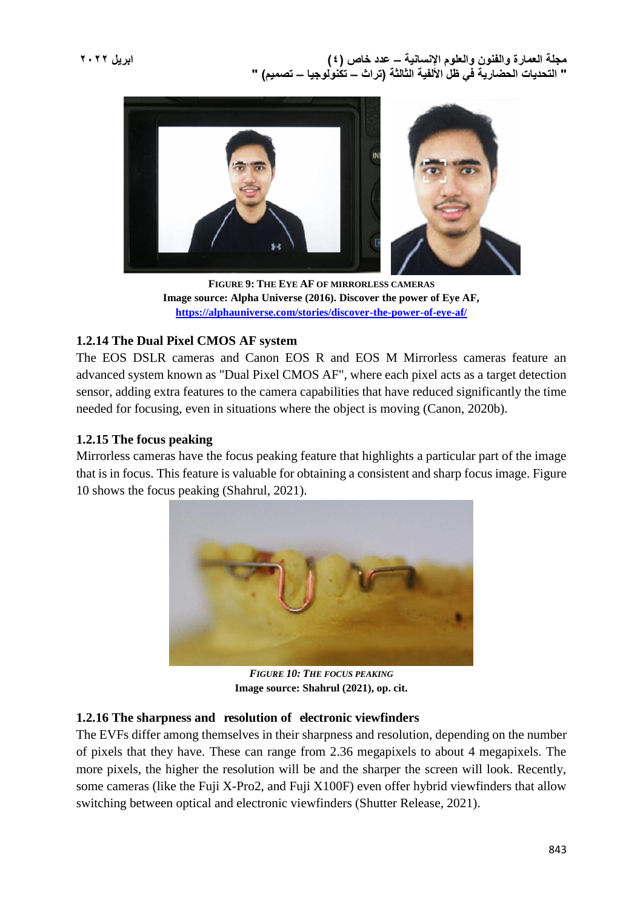FIGURE 9: THE EYE AF OF MIRRORLESS CAMERAS
**Image source: Alpha Universe (2016). Discover the power of Eye AF, https://alphauniverse.com/stories/discover-the-power-of-eye-af/**

### 1.2.14 The Dual Pixel CMOS AF system

The EOS DSLR cameras and Canon EOS R and EOS M Mirrorless cameras feature an advanced system known as "Dual Pixel CMOS AF", where each pixel acts as a target detection sensor, adding extra features to the camera capabilities that have reduced significantly the time needed for focusing, even in situations where the object is moving (Canon, 2020b).

### 1.2.15 The focus peaking

Mirrorless cameras have the focus peaking feature that highlights a particular part of the image that is in focus. This feature is valuable for obtaining a consistent and sharp focus image. Figure 10 shows the focus peaking (Shahrul, 2021).

*FIGURE 10: THE FOCUS PEAKING*
**Image source: Shahrul (2021), op. cit.**

### 1.2.16 The sharpness and resolution of electronic viewfinders

The EVFs differ among themselves in their sharpness and resolution, depending on the number of pixels that they have. These can range from 2.36 megapixels to about 4 megapixels. The more pixels, the higher the resolution will be and the sharper the screen will look. Recently, some cameras (like the Fuji X-Pro2, and Fuji X100F) even offer hybrid viewfinders that allow switching between optical and electronic viewfinders (Shutter Release, 2021).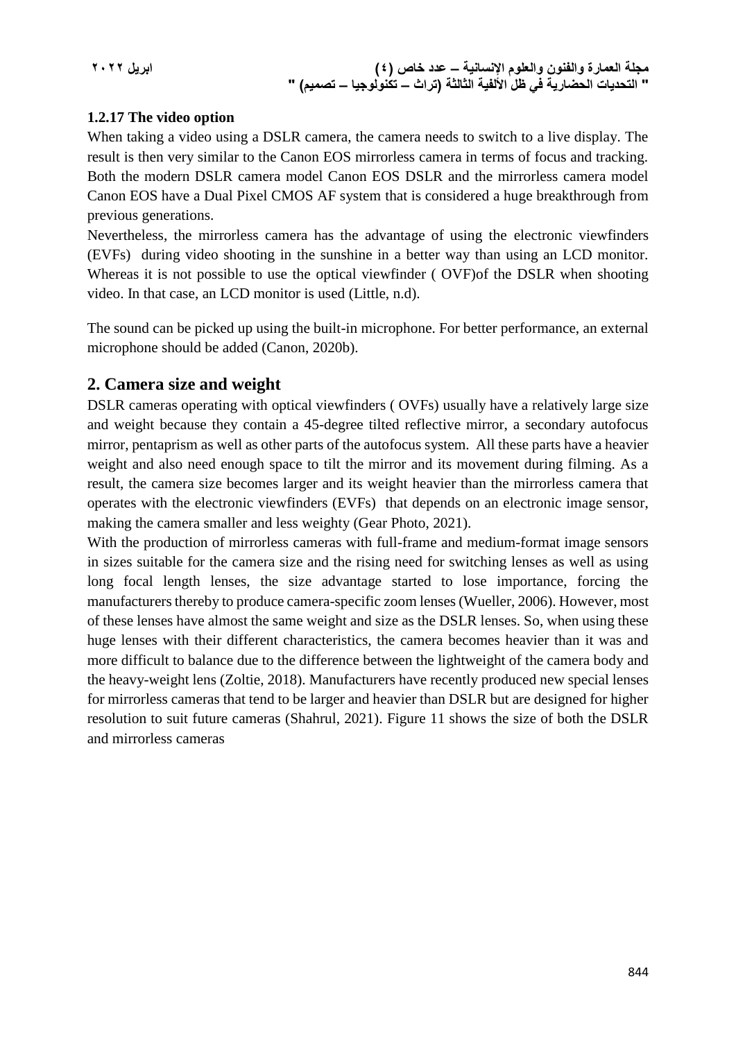### 1.2.17 The video option

When taking a video using a DSLR camera, the camera needs to switch to a live display. The result is then very similar to the Canon EOS mirrorless camera in terms of focus and tracking. Both the modern DSLR camera model Canon EOS DSLR and the mirrorless camera model Canon EOS have a Dual Pixel CMOS AF system that is considered a huge breakthrough from previous generations.

Nevertheless, the mirrorless camera has the advantage of using the electronic viewfinders (EVFs) during video shooting in the sunshine in a better way than using an LCD monitor. Whereas it is not possible to use the optical viewfinder ( OVF)of the DSLR when shooting video. In that case, an LCD monitor is used (Little, n.d).

The sound can be picked up using the built-in microphone. For better performance, an external microphone should be added (Canon, 2020b).

## 2. Camera size and weight

DSLR cameras operating with optical viewfinders ( OVFs) usually have a relatively large size and weight because they contain a 45-degree tilted reflective mirror, a secondary autofocus mirror, pentaprism as well as other parts of the autofocus system. All these parts have a heavier weight and also need enough space to tilt the mirror and its movement during filming. As a result, the camera size becomes larger and its weight heavier than the mirrorless camera that operates with the electronic viewfinders (EVFs) that depends on an electronic image sensor, making the camera smaller and less weighty (Gear Photo, 2021).

With the production of mirrorless cameras with full-frame and medium-format image sensors in sizes suitable for the camera size and the rising need for switching lenses as well as using long focal length lenses, the size advantage started to lose importance, forcing the manufacturers thereby to produce camera-specific zoom lenses (Wueller, 2006). However, most of these lenses have almost the same weight and size as the DSLR lenses. So, when using these huge lenses with their different characteristics, the camera becomes heavier than it was and more difficult to balance due to the difference between the lightweight of the camera body and the heavy-weight lens (Zoltie, 2018). Manufacturers have recently produced new special lenses for mirrorless cameras that tend to be larger and heavier than DSLR but are designed for higher resolution to suit future cameras (Shahrul, 2021). Figure 11 shows the size of both the DSLR and mirrorless cameras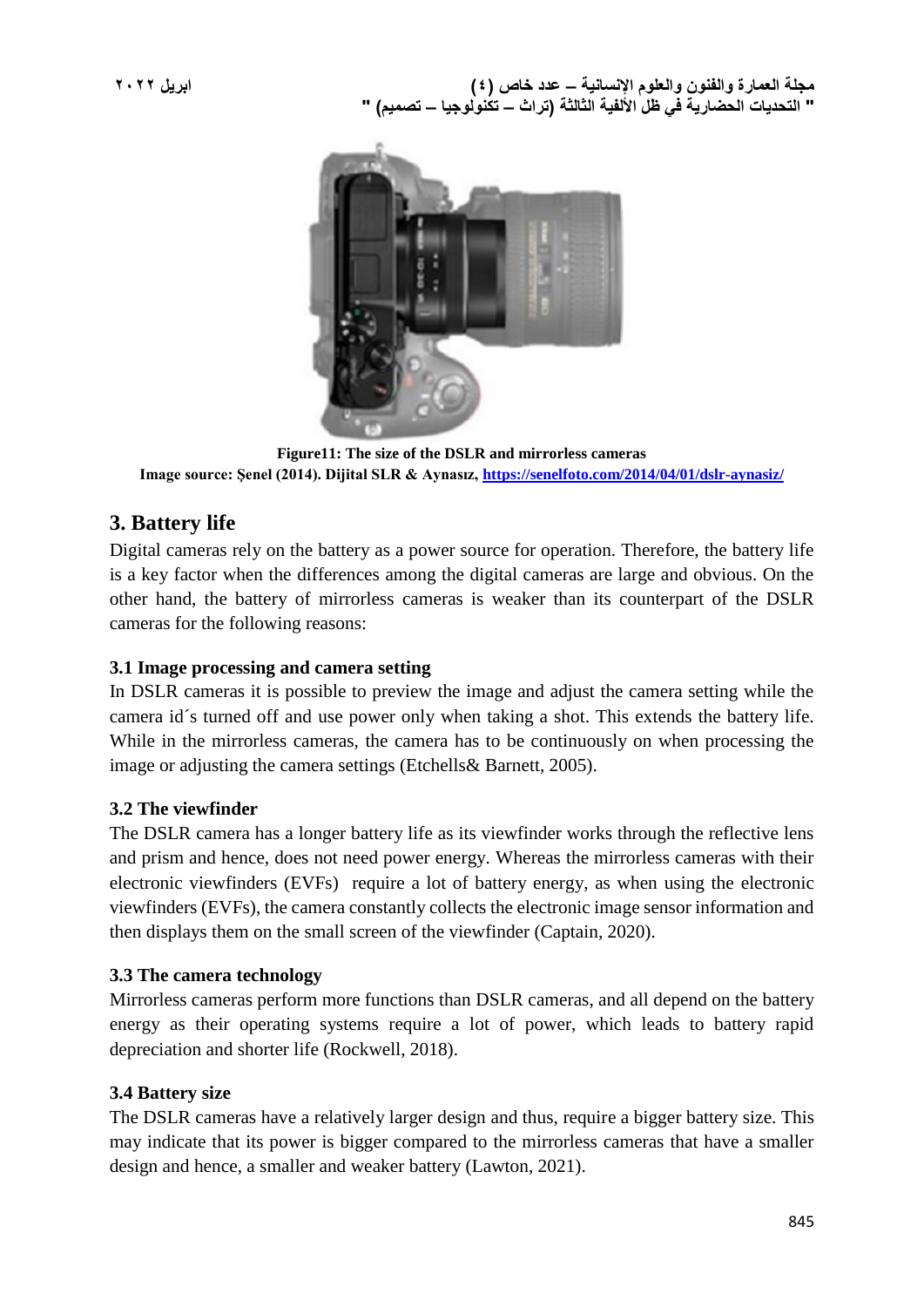**Figure11: The size of the DSLR and mirrorless cameras**
**Image source: Şenel (2014). Dijital SLR & Aynasız, https://senelfoto.com/2014/04/01/dslr-aynasiz/**

## 3. Battery life

Digital cameras rely on the battery as a power source for operation. Therefore, the battery life is a key factor when the differences among the digital cameras are large and obvious. On the other hand, the battery of mirrorless cameras is weaker than its counterpart of the DSLR cameras for the following reasons:

### 3.1 Image processing and camera setting

In DSLR cameras it is possible to preview the image and adjust the camera setting while the camera id´s turned off and use power only when taking a shot. This extends the battery life. While in the mirrorless cameras, the camera has to be continuously on when processing the image or adjusting the camera settings (Etchells& Barnett, 2005).

### 3.2 The viewfinder

The DSLR camera has a longer battery life as its viewfinder works through the reflective lens and prism and hence, does not need power energy. Whereas the mirrorless cameras with their electronic viewfinders (EVFs) require a lot of battery energy, as when using the electronic viewfinders (EVFs), the camera constantly collects the electronic image sensor information and then displays them on the small screen of the viewfinder (Captain, 2020).

### 3.3 The camera technology

Mirrorless cameras perform more functions than DSLR cameras, and all depend on the battery energy as their operating systems require a lot of power, which leads to battery rapid depreciation and shorter life (Rockwell, 2018).

### 3.4 Battery size

The DSLR cameras have a relatively larger design and thus, require a bigger battery size. This may indicate that its power is bigger compared to the mirrorless cameras that have a smaller design and hence, a smaller and weaker battery (Lawton, 2021).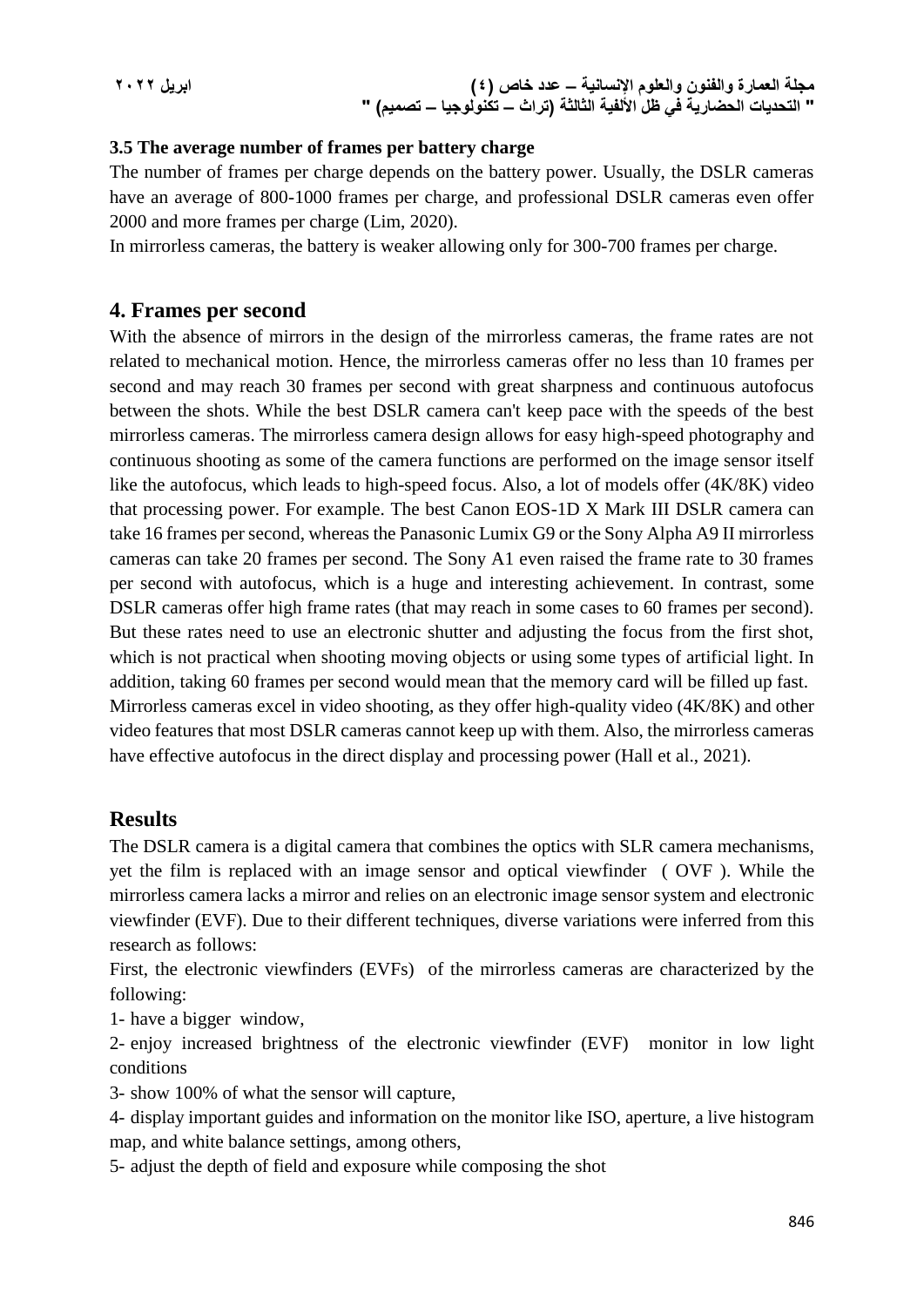### 3.5 The average number of frames per battery charge

The number of frames per charge depends on the battery power. Usually, the DSLR cameras have an average of 800-1000 frames per charge, and professional DSLR cameras even offer 2000 and more frames per charge (Lim, 2020).

In mirrorless cameras, the battery is weaker allowing only for 300-700 frames per charge.

## 4. Frames per second

With the absence of mirrors in the design of the mirrorless cameras, the frame rates are not related to mechanical motion. Hence, the mirrorless cameras offer no less than 10 frames per second and may reach 30 frames per second with great sharpness and continuous autofocus between the shots. While the best DSLR camera can't keep pace with the speeds of the best mirrorless cameras. The mirrorless camera design allows for easy high-speed photography and continuous shooting as some of the camera functions are performed on the image sensor itself like the autofocus, which leads to high-speed focus. Also, a lot of models offer (4K/8K) video that processing power. For example. The best Canon EOS-1D X Mark III DSLR camera can take 16 frames per second, whereas the Panasonic Lumix G9 or the Sony Alpha A9 II mirrorless cameras can take 20 frames per second. The Sony A1 even raised the frame rate to 30 frames per second with autofocus, which is a huge and interesting achievement. In contrast, some DSLR cameras offer high frame rates (that may reach in some cases to 60 frames per second). But these rates need to use an electronic shutter and adjusting the focus from the first shot, which is not practical when shooting moving objects or using some types of artificial light. In addition, taking 60 frames per second would mean that the memory card will be filled up fast.

Mirrorless cameras excel in video shooting, as they offer high-quality video (4K/8K) and other video features that most DSLR cameras cannot keep up with them. Also, the mirrorless cameras have effective autofocus in the direct display and processing power (Hall et al., 2021).

## Results

The DSLR camera is a digital camera that combines the optics with SLR camera mechanisms, yet the film is replaced with an image sensor and optical viewfinder ( OVF ). While the mirrorless camera lacks a mirror and relies on an electronic image sensor system and electronic viewfinder (EVF). Due to their different techniques, diverse variations were inferred from this research as follows:

First, the electronic viewfinders (EVFs) of the mirrorless cameras are characterized by the following:

1- have a bigger window,

2- enjoy increased brightness of the electronic viewfinder (EVF) monitor in low light conditions

3- show 100% of what the sensor will capture,

4- display important guides and information on the monitor like ISO, aperture, a live histogram map, and white balance settings, among others,

5- adjust the depth of field and exposure while composing the shot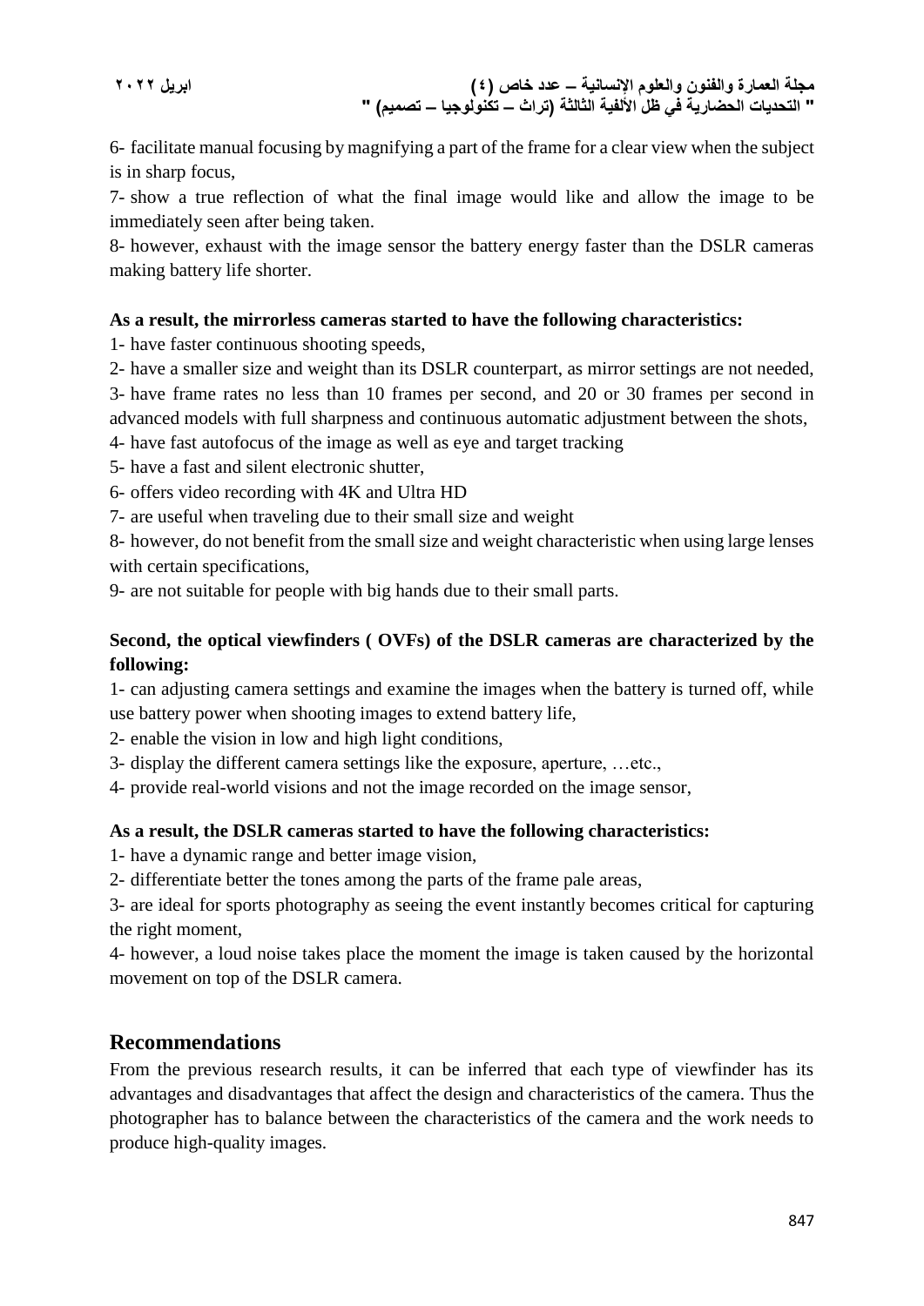6- facilitate manual focusing by magnifying a part of the frame for a clear view when the subject is in sharp focus,

7- show a true reflection of what the final image would like and allow the image to be immediately seen after being taken.

8- however, exhaust with the image sensor the battery energy faster than the DSLR cameras making battery life shorter.

**As a result, the mirrorless cameras started to have the following characteristics:**

1- have faster continuous shooting speeds,

2- have a smaller size and weight than its DSLR counterpart, as mirror settings are not needed,

3- have frame rates no less than 10 frames per second, and 20 or 30 frames per second in advanced models with full sharpness and continuous automatic adjustment between the shots,

4- have fast autofocus of the image as well as eye and target tracking

5- have a fast and silent electronic shutter,

6- offers video recording with 4K and Ultra HD

7- are useful when traveling due to their small size and weight

8- however, do not benefit from the small size and weight characteristic when using large lenses with certain specifications,

9- are not suitable for people with big hands due to their small parts.

**Second, the optical viewfinders ( OVFs) of the DSLR cameras are characterized by the following:**

1- can adjusting camera settings and examine the images when the battery is turned off, while use battery power when shooting images to extend battery life,

2- enable the vision in low and high light conditions,

3- display the different camera settings like the exposure, aperture, …etc.,

4- provide real-world visions and not the image recorded on the image sensor,

**As a result, the DSLR cameras started to have the following characteristics:**

1- have a dynamic range and better image vision,

2- differentiate better the tones among the parts of the frame pale areas,

3- are ideal for sports photography as seeing the event instantly becomes critical for capturing the right moment,

4- however, a loud noise takes place the moment the image is taken caused by the horizontal movement on top of the DSLR camera.

## Recommendations

From the previous research results, it can be inferred that each type of viewfinder has its advantages and disadvantages that affect the design and characteristics of the camera. Thus the photographer has to balance between the characteristics of the camera and the work needs to produce high-quality images.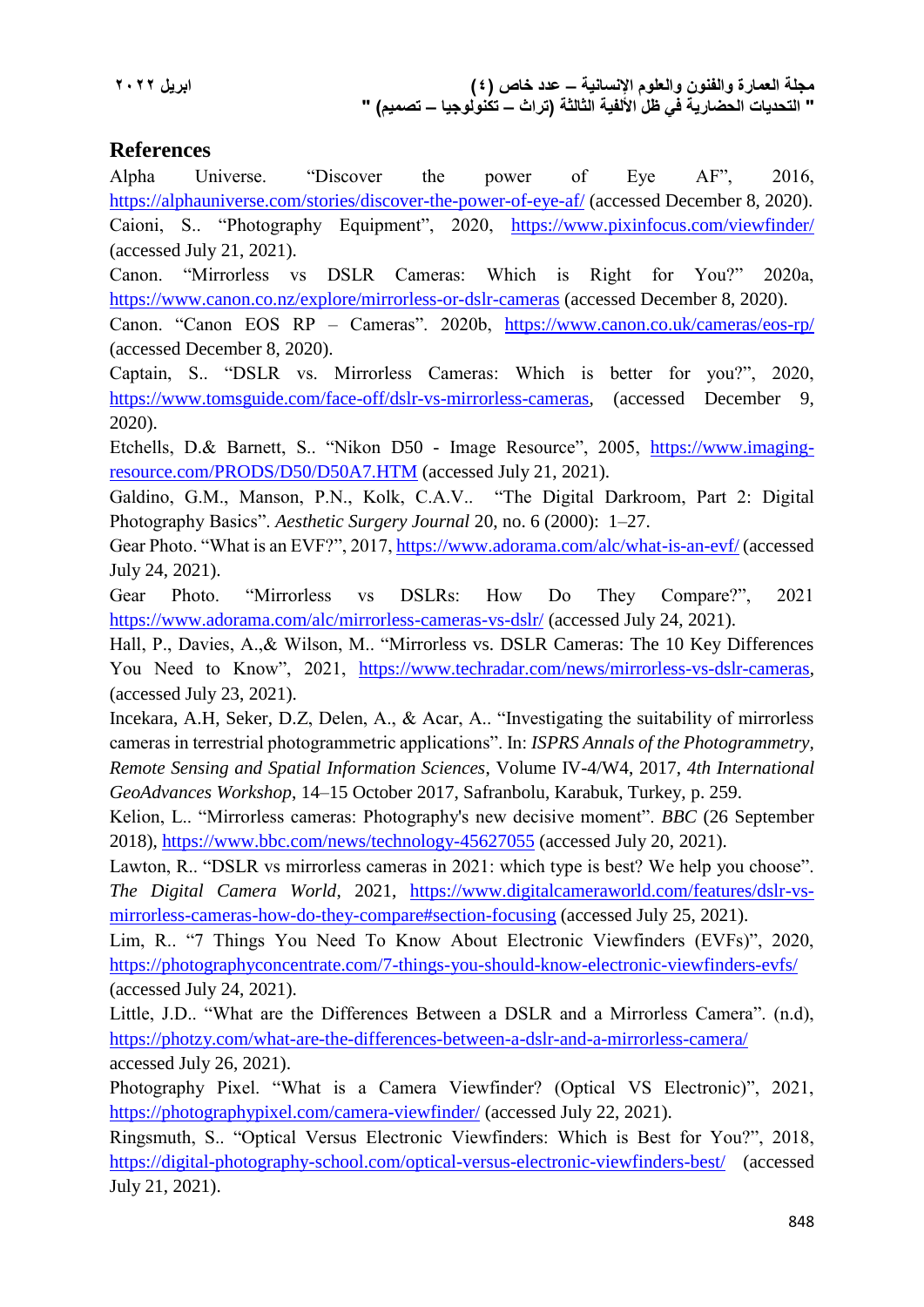## References

Alpha Universe. “Discover the power of Eye AF”, 2016, https://alphauniverse.com/stories/discover-the-power-of-eye-af/ (accessed December 8, 2020).

Caioni, S.. “Photography Equipment”, 2020, https://www.pixinfocus.com/viewfinder/ (accessed July 21, 2021).

Canon. “Mirrorless vs DSLR Cameras: Which is Right for You?” 2020a, https://www.canon.co.nz/explore/mirrorless-or-dslr-cameras (accessed December 8, 2020).

Canon. “Canon EOS RP – Cameras”. 2020b, https://www.canon.co.uk/cameras/eos-rp/ (accessed December 8, 2020).

Captain, S.. “DSLR vs. Mirrorless Cameras: Which is better for you?”, 2020, https://www.tomsguide.com/face-off/dslr-vs-mirrorless-cameras, (accessed December 9, 2020).

Etchells, D.& Barnett, S.. “Nikon D50 - Image Resource”, 2005, https://www.imaging-resource.com/PRODS/D50/D50A7.HTM (accessed July 21, 2021).

Galdino, G.M., Manson, P.N., Kolk, C.A.V.. “The Digital Darkroom, Part 2: Digital Photography Basics”. *Aesthetic Surgery Journal* 20, no. 6 (2000): 1–27.

Gear Photo. “What is an EVF?”, 2017, https://www.adorama.com/alc/what-is-an-evf/ (accessed July 24, 2021).

Gear Photo. “Mirrorless vs DSLRs: How Do They Compare?”, 2021 https://www.adorama.com/alc/mirrorless-cameras-vs-dslr/ (accessed July 24, 2021).

Hall, P., Davies, A.,& Wilson, M.. “Mirrorless vs. DSLR Cameras: The 10 Key Differences You Need to Know”, 2021, https://www.techradar.com/news/mirrorless-vs-dslr-cameras, (accessed July 23, 2021).

Incekara, A.H, Seker, D.Z, Delen, A., & Acar, A.. “Investigating the suitability of mirrorless cameras in terrestrial photogrammetric applications”. In: *ISPRS Annals of the Photogrammetry, Remote Sensing and Spatial Information Sciences*, Volume IV-4/W4, 2017, *4th International GeoAdvances Workshop*, 14–15 October 2017, Safranbolu, Karabuk, Turkey, p. 259.

Kelion, L.. “Mirrorless cameras: Photography's new decisive moment”. *BBC* (26 September 2018), https://www.bbc.com/news/technology-45627055 (accessed July 20, 2021).

Lawton, R.. “DSLR vs mirrorless cameras in 2021: which type is best? We help you choose”. *The Digital Camera World*, 2021, https://www.digitalcameraworld.com/features/dslr-vs-mirrorless-cameras-how-do-they-compare#section-focusing (accessed July 25, 2021).

Lim, R.. “7 Things You Need To Know About Electronic Viewfinders (EVFs)”, 2020, https://photographyconcentrate.com/7-things-you-should-know-electronic-viewfinders-evfs/ (accessed July 24, 2021).

Little, J.D.. “What are the Differences Between a DSLR and a Mirrorless Camera”. (n.d), https://photzy.com/what-are-the-differences-between-a-dslr-and-a-mirrorless-camera/ accessed July 26, 2021).

Photography Pixel. “What is a Camera Viewfinder? (Optical VS Electronic)”, 2021, https://photographypixel.com/camera-viewfinder/ (accessed July 22, 2021).

Ringsmuth, S.. “Optical Versus Electronic Viewfinders: Which is Best for You?”, 2018, https://digital-photography-school.com/optical-versus-electronic-viewfinders-best/ (accessed July 21, 2021).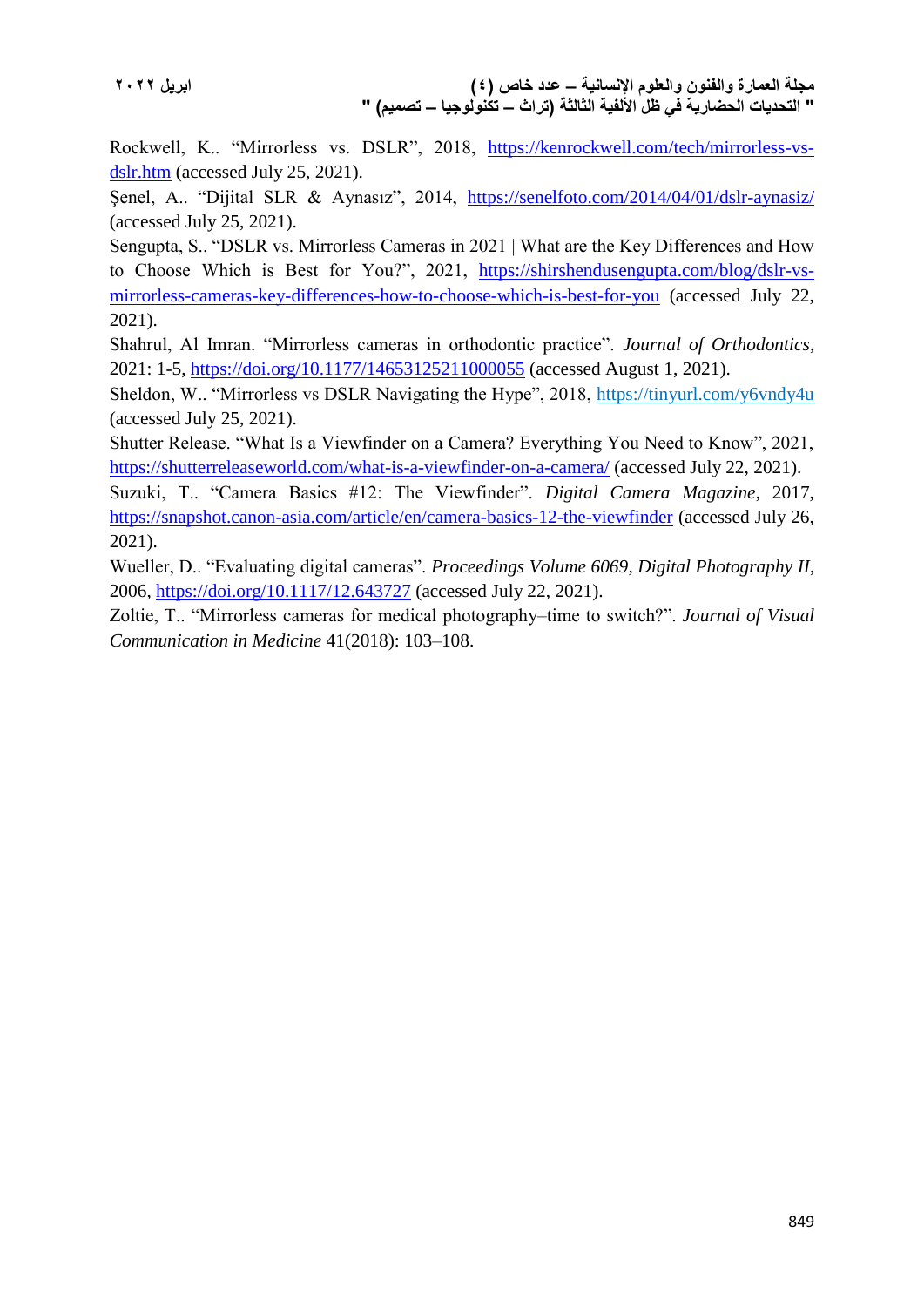Rockwell, K.. “Mirrorless vs. DSLR”, 2018, https://kenrockwell.com/tech/mirrorless-vs-dslr.htm (accessed July 25, 2021).

Şenel, A.. “Dijital SLR & Aynasız”, 2014, https://senelfoto.com/2014/04/01/dslr-aynasiz/ (accessed July 25, 2021).

Sengupta, S.. “DSLR vs. Mirrorless Cameras in 2021 | What are the Key Differences and How to Choose Which is Best for You?”, 2021, https://shirshendusengupta.com/blog/dslr-vs-mirrorless-cameras-key-differences-how-to-choose-which-is-best-for-you (accessed July 22, 2021).

Shahrul, Al Imran. “Mirrorless cameras in orthodontic practice”. *Journal of Orthodontics*, 2021: 1-5, https://doi.org/10.1177/14653125211000055 (accessed August 1, 2021).

Sheldon, W.. “Mirrorless vs DSLR Navigating the Hype”, 2018, https://tinyurl.com/y6vndy4u (accessed July 25, 2021).

Shutter Release. “What Is a Viewfinder on a Camera? Everything You Need to Know”, 2021, https://shutterreleaseworld.com/what-is-a-viewfinder-on-a-camera/ (accessed July 22, 2021).

Suzuki, T.. “Camera Basics #12: The Viewfinder”. *Digital Camera Magazine*, 2017, https://snapshot.canon-asia.com/article/en/camera-basics-12-the-viewfinder (accessed July 26, 2021).

Wueller, D.. “Evaluating digital cameras”. *Proceedings Volume 6069, Digital Photography II*, 2006, https://doi.org/10.1117/12.643727 (accessed July 22, 2021).

Zoltie, T.. “Mirrorless cameras for medical photography–time to switch?”. *Journal of Visual Communication in Medicine* 41(2018): 103–108.